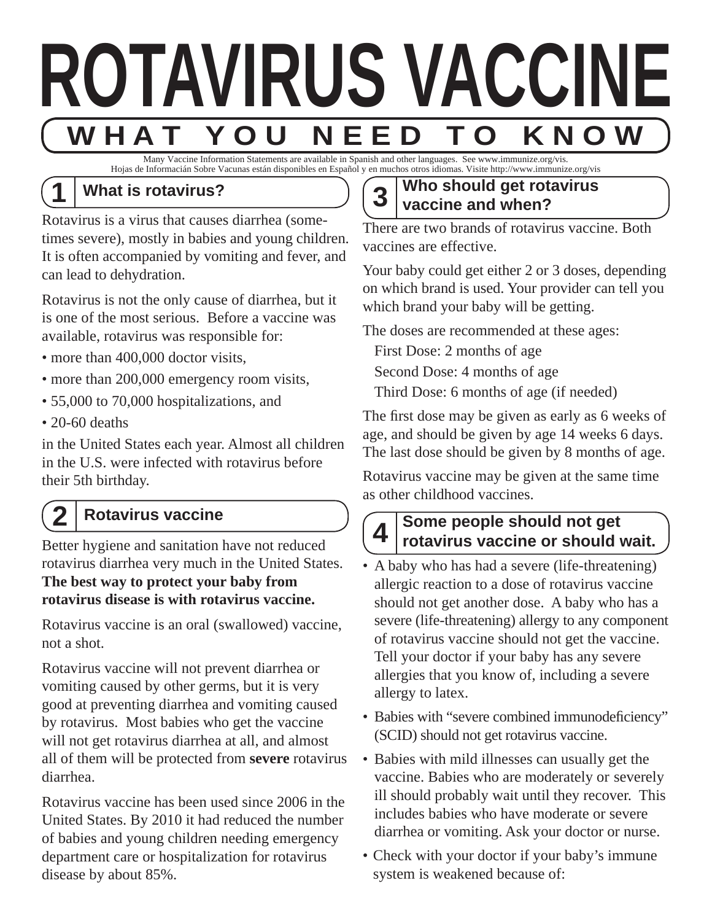# ROTAVIRUS VACCINE

## WHAT YOU NEED TO KNOW

Many Vaccine Information Statements are available in Spanish and other languages. See www.immunize.org/vis.
Hojas de Informacián Sobre Vacunas están disponibles en Español y en muchos otros idiomas. Visite http://www.immunize.org/vis

### 1 What is rotavirus?

Rotavirus is a virus that causes diarrhea (sometimes severe), mostly in babies and young children. It is often accompanied by vomiting and fever, and can lead to dehydration.

Rotavirus is not the only cause of diarrhea, but it is one of the most serious. Before a vaccine was available, rotavirus was responsible for:

- more than 400,000 doctor visits,
- more than 200,000 emergency room visits,
- 55,000 to 70,000 hospitalizations, and
- 20-60 deaths

in the United States each year. Almost all children in the U.S. were infected with rotavirus before their 5th birthday.

### 2 Rotavirus vaccine

Better hygiene and sanitation have not reduced rotavirus diarrhea very much in the United States. **The best way to protect your baby from rotavirus disease is with rotavirus vaccine.**

Rotavirus vaccine is an oral (swallowed) vaccine, not a shot.

Rotavirus vaccine will not prevent diarrhea or vomiting caused by other germs, but it is very good at preventing diarrhea and vomiting caused by rotavirus. Most babies who get the vaccine will not get rotavirus diarrhea at all, and almost all of them will be protected from **severe** rotavirus diarrhea.

Rotavirus vaccine has been used since 2006 in the United States. By 2010 it had reduced the number of babies and young children needing emergency department care or hospitalization for rotavirus disease by about 85%.

### 3 Who should get rotavirus vaccine and when?

There are two brands of rotavirus vaccine. Both vaccines are effective.

Your baby could get either 2 or 3 doses, depending on which brand is used. Your provider can tell you which brand your baby will be getting.

The doses are recommended at these ages:

First Dose: 2 months of age
Second Dose: 4 months of age
Third Dose: 6 months of age (if needed)

The first dose may be given as early as 6 weeks of age, and should be given by age 14 weeks 6 days. The last dose should be given by 8 months of age.

Rotavirus vaccine may be given at the same time as other childhood vaccines.

### 4 Some people should not get rotavirus vaccine or should wait.

- A baby who has had a severe (life-threatening) allergic reaction to a dose of rotavirus vaccine should not get another dose. A baby who has a severe (life-threatening) allergy to any component of rotavirus vaccine should not get the vaccine. Tell your doctor if your baby has any severe allergies that you know of, including a severe allergy to latex.
- Babies with "severe combined immunodeficiency" (SCID) should not get rotavirus vaccine.
- Babies with mild illnesses can usually get the vaccine. Babies who are moderately or severely ill should probably wait until they recover. This includes babies who have moderate or severe diarrhea or vomiting. Ask your doctor or nurse.
- Check with your doctor if your baby's immune system is weakened because of: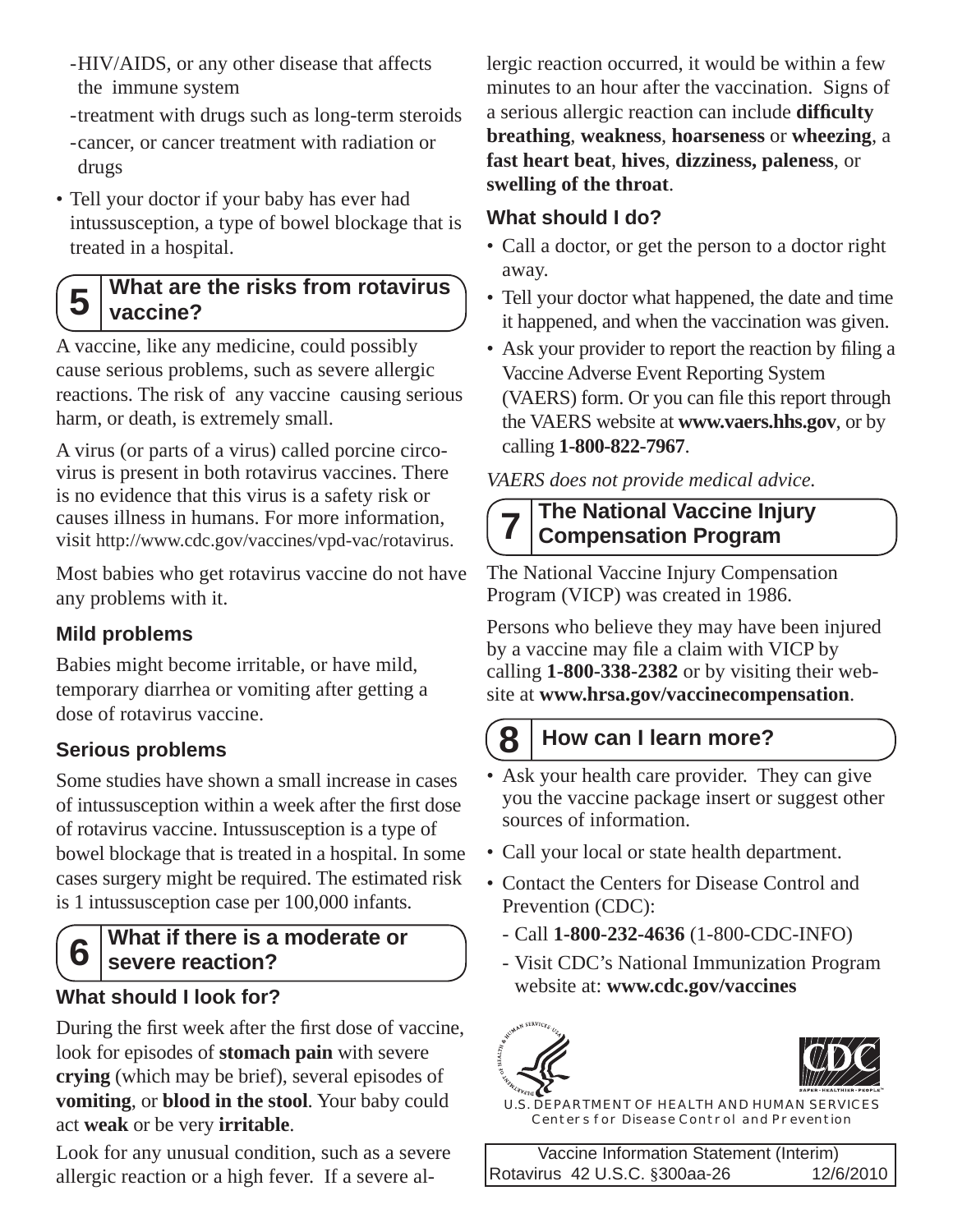- HIV/AIDS, or any other disease that affects the immune system
- treatment with drugs such as long-term steroids
- cancer, or cancer treatment with radiation or drugs

- Tell your doctor if your baby has ever had intussusception, a type of bowel blockage that is treated in a hospital.

## 5 What are the risks from rotavirus vaccine?

A vaccine, like any medicine, could possibly cause serious problems, such as severe allergic reactions. The risk of any vaccine causing serious harm, or death, is extremely small.

A virus (or parts of a virus) called porcine circovirus is present in both rotavirus vaccines. There is no evidence that this virus is a safety risk or causes illness in humans. For more information, visit http://www.cdc.gov/vaccines/vpd-vac/rotavirus.

Most babies who get rotavirus vaccine do not have any problems with it.

### Mild problems

Babies might become irritable, or have mild, temporary diarrhea or vomiting after getting a dose of rotavirus vaccine.

### Serious problems

Some studies have shown a small increase in cases of intussusception within a week after the first dose of rotavirus vaccine. Intussusception is a type of bowel blockage that is treated in a hospital. In some cases surgery might be required. The estimated risk is 1 intussusception case per 100,000 infants.

## 6 What if there is a moderate or severe reaction?

### What should I look for?

During the first week after the first dose of vaccine, look for episodes of **stomach pain** with severe **crying** (which may be brief), several episodes of **vomiting**, or **blood in the stool**. Your baby could act **weak** or be very **irritable**.

Look for any unusual condition, such as a severe allergic reaction or a high fever. If a severe allergic reaction occurred, it would be within a few minutes to an hour after the vaccination. Signs of a serious allergic reaction can include **difficulty breathing**, **weakness**, **hoarseness** or **wheezing**, a **fast heart beat**, **hives**, **dizziness, paleness**, or **swelling of the throat**.

### What should I do?

- Call a doctor, or get the person to a doctor right away.
- Tell your doctor what happened, the date and time it happened, and when the vaccination was given.
- Ask your provider to report the reaction by filing a Vaccine Adverse Event Reporting System (VAERS) form. Or you can file this report through the VAERS website at **www.vaers.hhs.gov**, or by calling **1-800-822-7967**.

*VAERS does not provide medical advice.*

## 7 The National Vaccine Injury Compensation Program

The National Vaccine Injury Compensation Program (VICP) was created in 1986.

Persons who believe they may have been injured by a vaccine may file a claim with VICP by calling **1-800-338-2382** or by visiting their website at **www.hrsa.gov/vaccinecompensation**.

## 8 How can I learn more?

- Ask your health care provider. They can give you the vaccine package insert or suggest other sources of information.
- Call your local or state health department.
- Contact the Centers for Disease Control and Prevention (CDC):
  - Call **1-800-232-4636** (1-800-CDC-INFO)
  - Visit CDC's National Immunization Program website at: **www.cdc.gov/vaccines**

U.S. DEPARTMENT OF HEALTH AND HUMAN SERVICES
Centers for Disease Control and Prevention

| | | |
|---|---|---|
| Vaccine Information Statement (Interim) | | |
| Rotavirus | 42 U.S.C. §300aa-26 | 12/6/2010 |